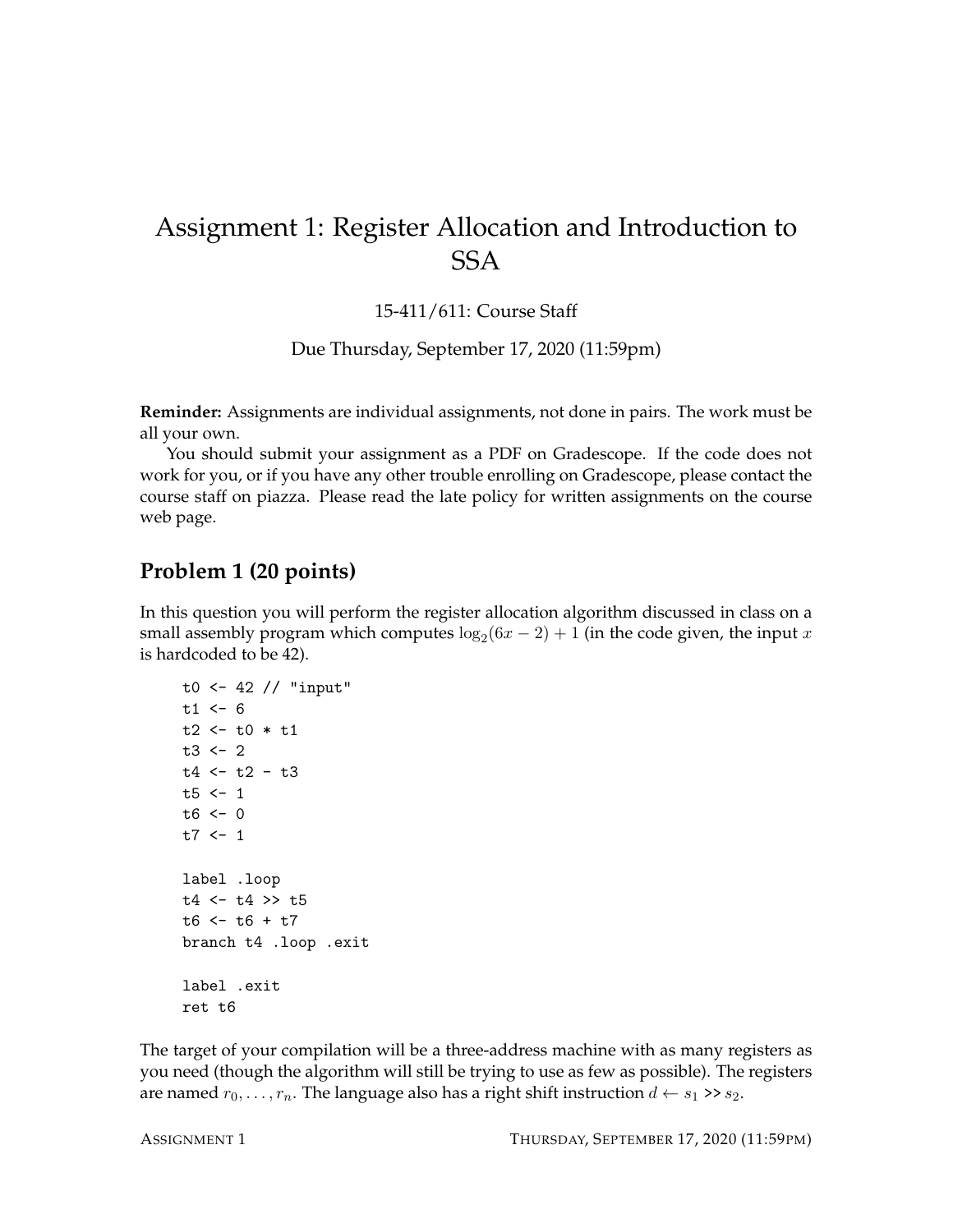# Assignment 1: Register Allocation and Introduction to SSA

15-411/611: Course Staff

Due Thursday, September 17, 2020 (11:59pm)

**Reminder:** Assignments are individual assignments, not done in pairs. The work must be all your own.

You should submit your assignment as a PDF on Gradescope. If the code does not work for you, or if you have any other trouble enrolling on Gradescope, please contact the course staff on piazza. Please read the late policy for written assignments on the course web page.

## Problem 1 (20 points)

In this question you will perform the register allocation algorithm discussed in class on a small assembly program which computes $\log_2(6x - 2) + 1$ (in the code given, the input $x$ is hardcoded to be 42).

```
t0 <- 42 // "input"
t1 <- 6
t2 <- t0 * t1
t3 <- 2
t4 <- t2 - t3
t5 <- 1
t6 <- 0
t7 <- 1

label .loop
t4 <- t4 >> t5
t6 <- t6 + t7
branch t4 .loop .exit

label .exit
ret t6
```

The target of your compilation will be a three-address machine with as many registers as you need (though the algorithm will still be trying to use as few as possible). The registers are named $r_0, \ldots, r_n$. The language also has a right shift instruction $d \leftarrow s_1$ >> $s_2$.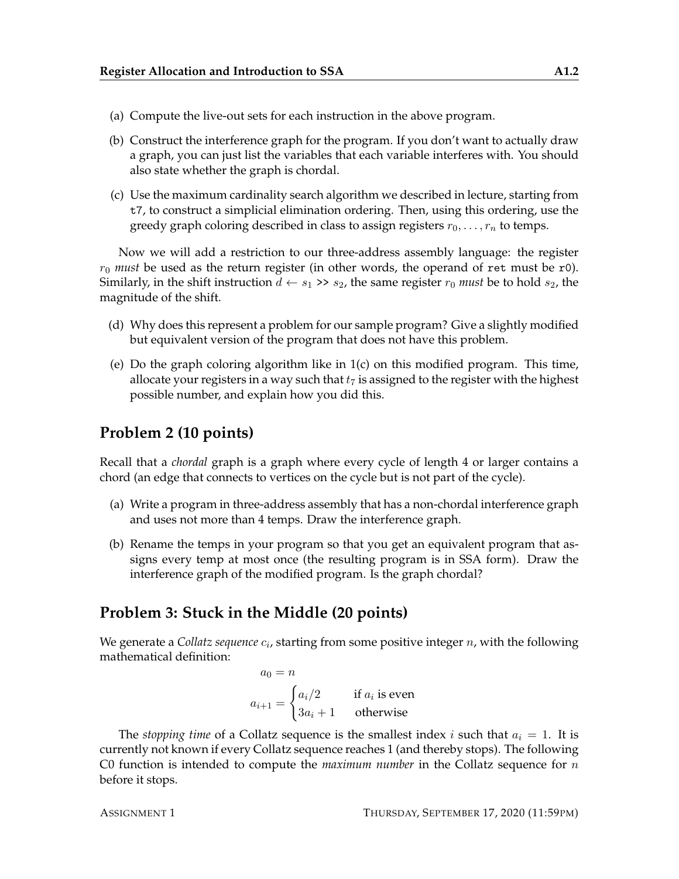(a) Compute the live-out sets for each instruction in the above program.

(b) Construct the interference graph for the program. If you don't want to actually draw a graph, you can just list the variables that each variable interferes with. You should also state whether the graph is chordal.

(c) Use the maximum cardinality search algorithm we described in lecture, starting from `t7`, to construct a simplicial elimination ordering. Then, using this ordering, use the greedy graph coloring described in class to assign registers $r_0, \ldots, r_n$ to temps.

Now we will add a restriction to our three-address assembly language: the register $r_0$ *must* be used as the return register (in other words, the operand of `ret` must be `r0`). Similarly, in the shift instruction $d \leftarrow s_1$ `>>` $s_2$, the same register $r_0$ *must* be to hold $s_2$, the magnitude of the shift.

(d) Why does this represent a problem for our sample program? Give a slightly modified but equivalent version of the program that does not have this problem.

(e) Do the graph coloring algorithm like in 1(c) on this modified program. This time, allocate your registers in a way such that $t_7$ is assigned to the register with the highest possible number, and explain how you did this.

## Problem 2 (10 points)

Recall that a *chordal* graph is a graph where every cycle of length 4 or larger contains a chord (an edge that connects to vertices on the cycle but is not part of the cycle).

(a) Write a program in three-address assembly that has a non-chordal interference graph and uses not more than 4 temps. Draw the interference graph.

(b) Rename the temps in your program so that you get an equivalent program that assigns every temp at most once (the resulting program is in SSA form). Draw the interference graph of the modified program. Is the graph chordal?

## Problem 3: Stuck in the Middle (20 points)

We generate a *Collatz sequence* $c_i$, starting from some positive integer $n$, with the following mathematical definition:

$$a_0 = n$$

$$a_{i+1} = \begin{cases} a_i/2 & \text{if } a_i \text{ is even} \\ 3a_i + 1 & \text{otherwise} \end{cases}$$

The *stopping time* of a Collatz sequence is the smallest index $i$ such that $a_i = 1$. It is currently not known if every Collatz sequence reaches 1 (and thereby stops). The following C0 function is intended to compute the *maximum number* in the Collatz sequence for $n$ before it stops.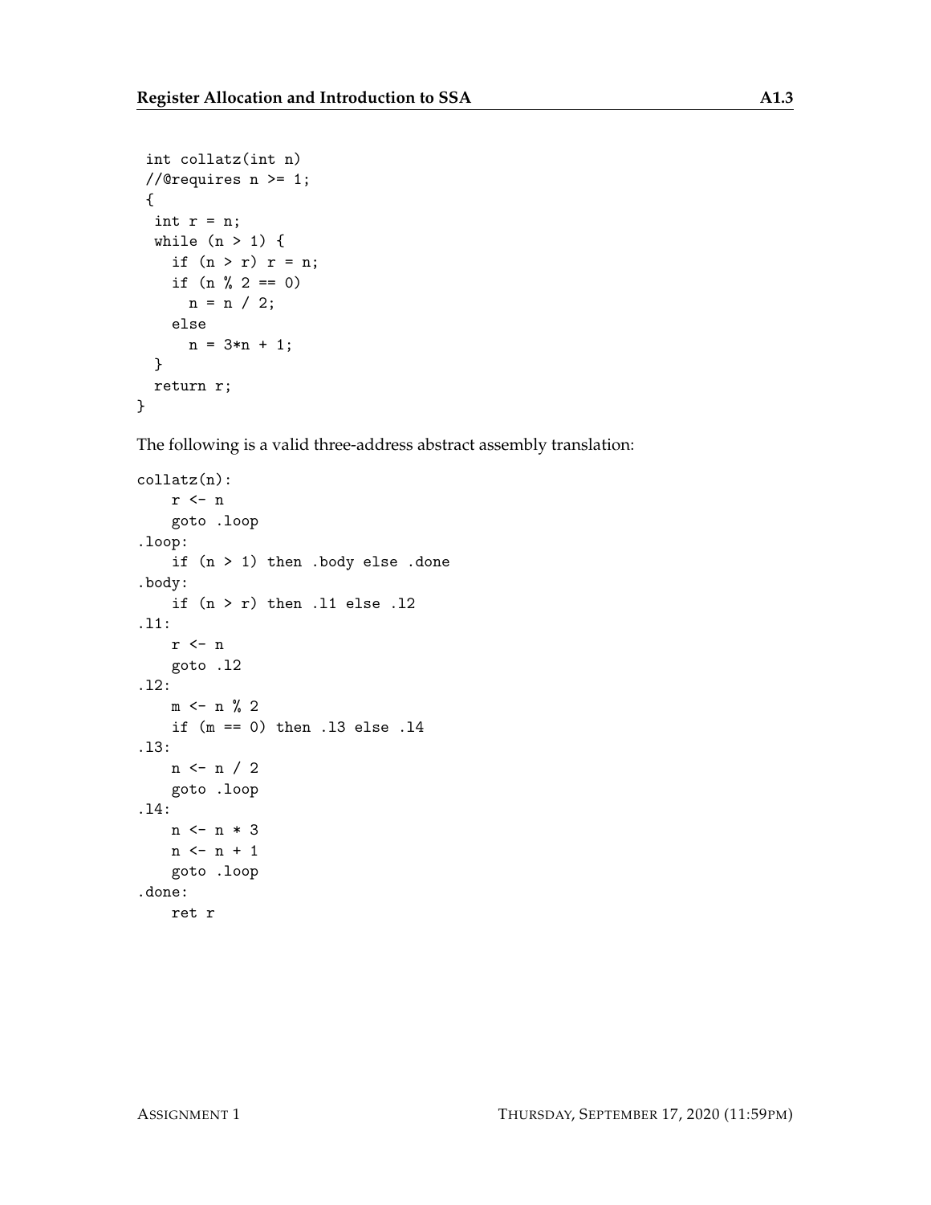```
int collatz(int n)
//@requires n >= 1;
{
  int r = n;
  while (n > 1) {
    if (n > r) r = n;
    if (n % 2 == 0)
      n = n / 2;
    else
      n = 3*n + 1;
  }
  return r;
}
```

The following is a valid three-address abstract assembly translation:

```
collatz(n):
    r <- n
    goto .loop
.loop:
    if (n > 1) then .body else .done
.body:
    if (n > r) then .l1 else .l2
.l1:
    r <- n
    goto .l2
.l2:
    m <- n % 2
    if (m == 0) then .l3 else .l4
.l3:
    n <- n / 2
    goto .loop
.l4:
    n <- n * 3
    n <- n + 1
    goto .loop
.done:
    ret r
```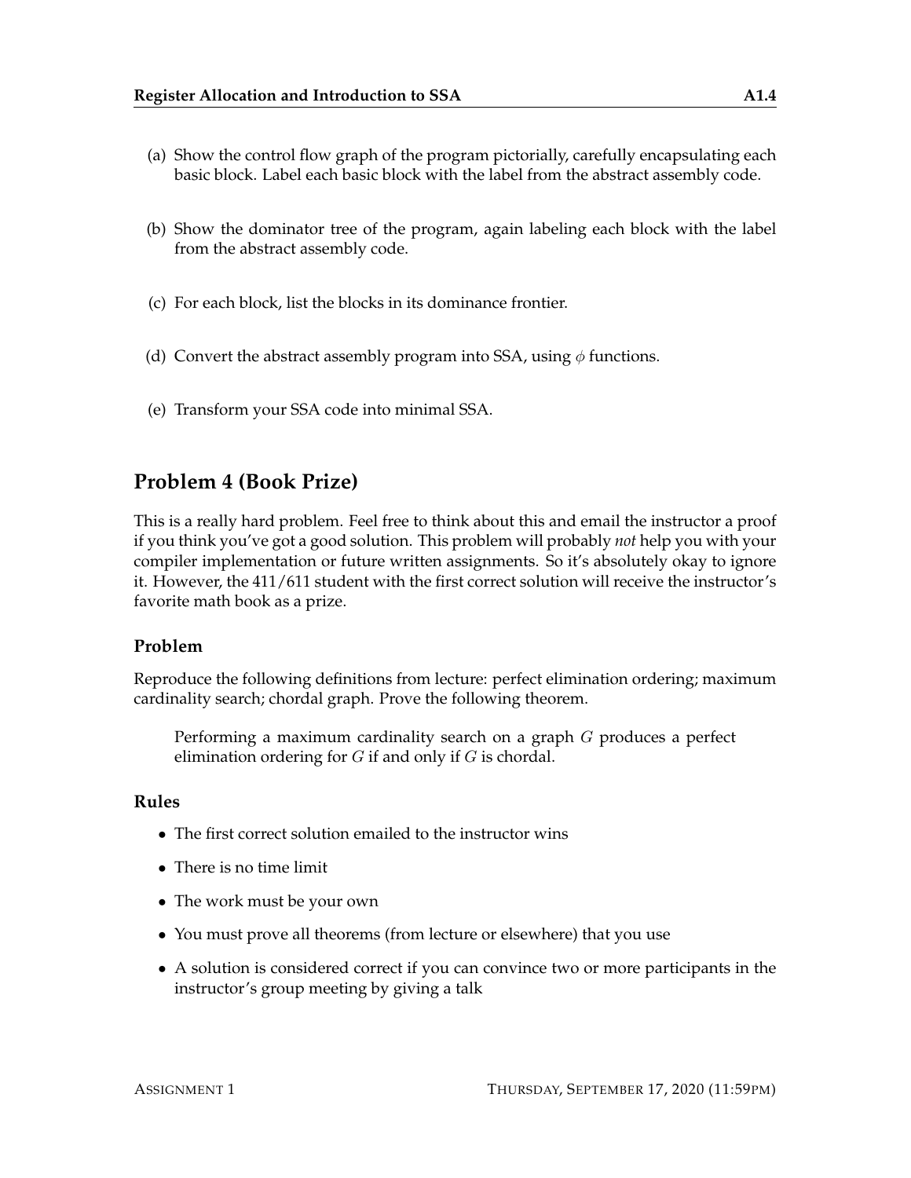(a) Show the control flow graph of the program pictorially, carefully encapsulating each basic block. Label each basic block with the label from the abstract assembly code.

(b) Show the dominator tree of the program, again labeling each block with the label from the abstract assembly code.

(c) For each block, list the blocks in its dominance frontier.

(d) Convert the abstract assembly program into SSA, using $\phi$ functions.

(e) Transform your SSA code into minimal SSA.

## Problem 4 (Book Prize)

This is a really hard problem. Feel free to think about this and email the instructor a proof if you think you've got a good solution. This problem will probably *not* help you with your compiler implementation or future written assignments. So it's absolutely okay to ignore it. However, the 411/611 student with the first correct solution will receive the instructor's favorite math book as a prize.

### Problem

Reproduce the following definitions from lecture: perfect elimination ordering; maximum cardinality search; chordal graph. Prove the following theorem.

> Performing a maximum cardinality search on a graph $G$ produces a perfect elimination ordering for $G$ if and only if $G$ is chordal.

### Rules

- The first correct solution emailed to the instructor wins
- There is no time limit
- The work must be your own
- You must prove all theorems (from lecture or elsewhere) that you use
- A solution is considered correct if you can convince two or more participants in the instructor's group meeting by giving a talk